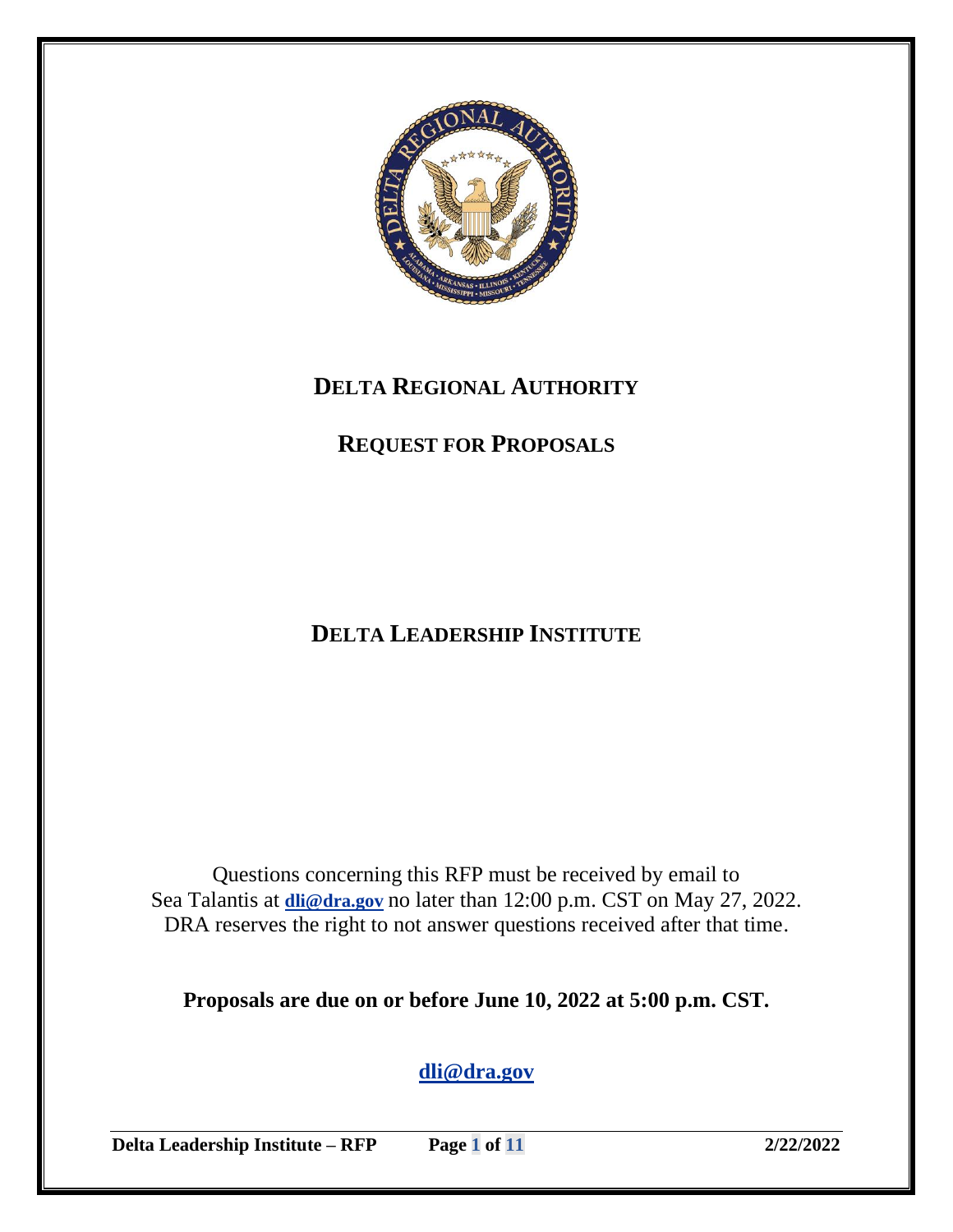# DELTA REGIONAL AUTHORITY

## REQUEST FOR PROPOSALS

## DELTA LEADERSHIP INSTITUTE

Questions concerning this RFP must be received by email to Sea Talantis at **dli@dra.gov** no later than 12:00 p.m. CST on May 27, 2022. DRA reserves the right to not answer questions received after that time.

**Proposals are due on or before June 10, 2022 at 5:00 p.m. CST.**

**dli@dra.gov**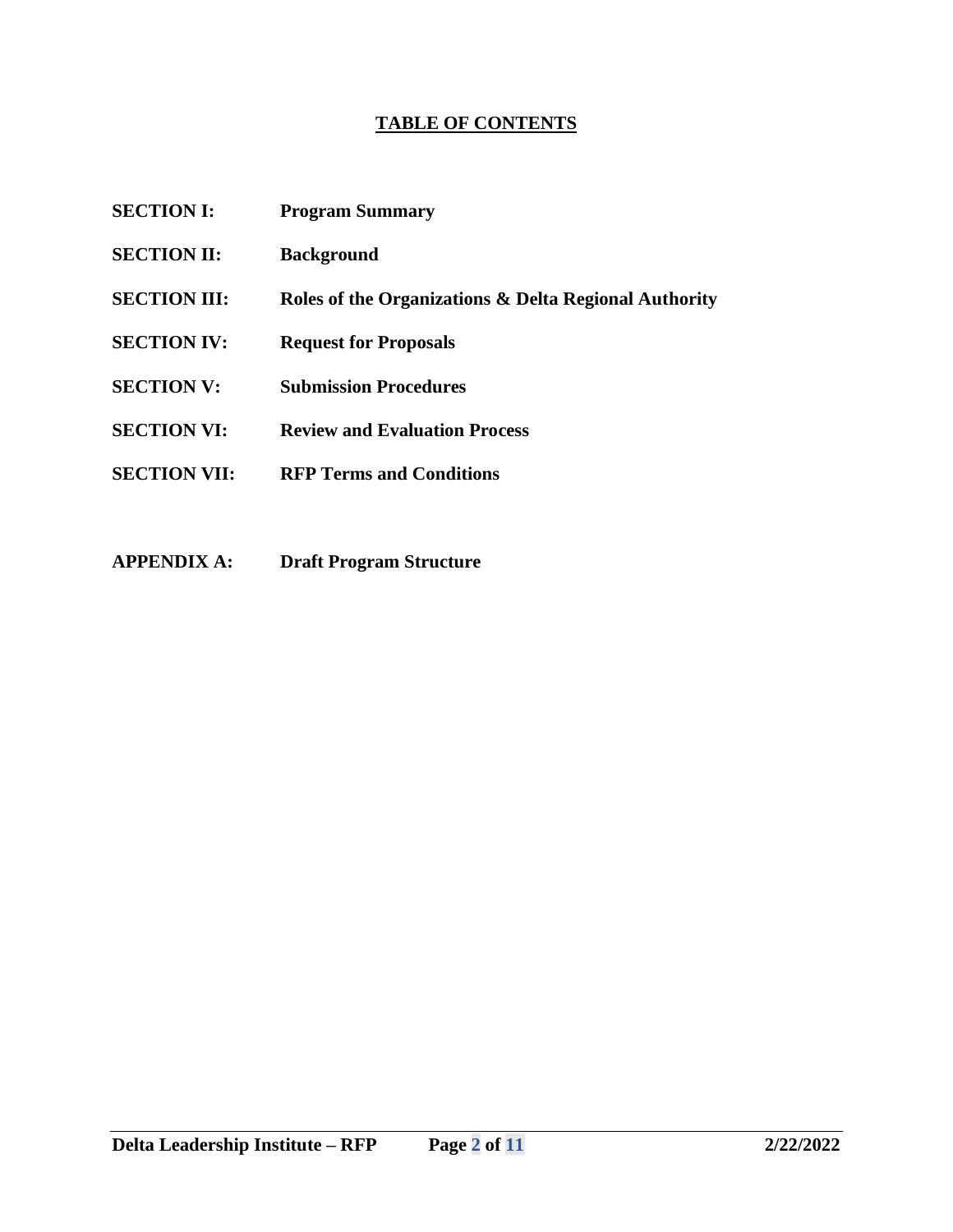# TABLE OF CONTENTS

| | |
|---|---|
| **SECTION I:** | **Program Summary** |
| **SECTION II:** | **Background** |
| **SECTION III:** | **Roles of the Organizations & Delta Regional Authority** |
| **SECTION IV:** | **Request for Proposals** |
| **SECTION V:** | **Submission Procedures** |
| **SECTION VI:** | **Review and Evaluation Process** |
| **SECTION VII:** | **RFP Terms and Conditions** |
| **APPENDIX A:** | **Draft Program Structure** |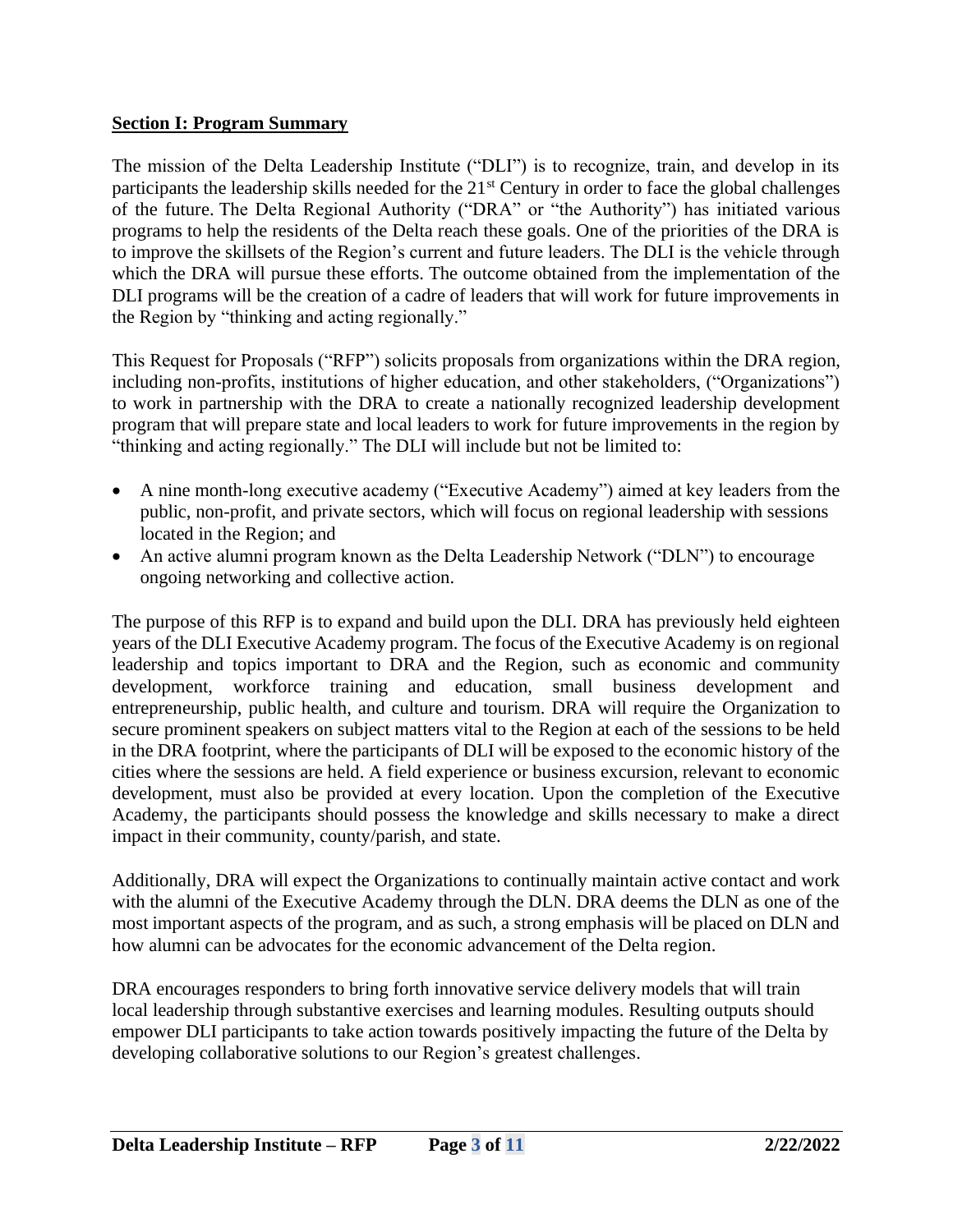## Section I: Program Summary

The mission of the Delta Leadership Institute ("DLI") is to recognize, train, and develop in its participants the leadership skills needed for the 21st Century in order to face the global challenges of the future. The Delta Regional Authority ("DRA" or "the Authority") has initiated various programs to help the residents of the Delta reach these goals. One of the priorities of the DRA is to improve the skillsets of the Region's current and future leaders. The DLI is the vehicle through which the DRA will pursue these efforts. The outcome obtained from the implementation of the DLI programs will be the creation of a cadre of leaders that will work for future improvements in the Region by "thinking and acting regionally."

This Request for Proposals ("RFP") solicits proposals from organizations within the DRA region, including non-profits, institutions of higher education, and other stakeholders, ("Organizations") to work in partnership with the DRA to create a nationally recognized leadership development program that will prepare state and local leaders to work for future improvements in the region by "thinking and acting regionally." The DLI will include but not be limited to:

- A nine month-long executive academy ("Executive Academy") aimed at key leaders from the public, non-profit, and private sectors, which will focus on regional leadership with sessions located in the Region; and
- An active alumni program known as the Delta Leadership Network ("DLN") to encourage ongoing networking and collective action.

The purpose of this RFP is to expand and build upon the DLI. DRA has previously held eighteen years of the DLI Executive Academy program. The focus of the Executive Academy is on regional leadership and topics important to DRA and the Region, such as economic and community development, workforce training and education, small business development and entrepreneurship, public health, and culture and tourism. DRA will require the Organization to secure prominent speakers on subject matters vital to the Region at each of the sessions to be held in the DRA footprint, where the participants of DLI will be exposed to the economic history of the cities where the sessions are held. A field experience or business excursion, relevant to economic development, must also be provided at every location. Upon the completion of the Executive Academy, the participants should possess the knowledge and skills necessary to make a direct impact in their community, county/parish, and state.

Additionally, DRA will expect the Organizations to continually maintain active contact and work with the alumni of the Executive Academy through the DLN. DRA deems the DLN as one of the most important aspects of the program, and as such, a strong emphasis will be placed on DLN and how alumni can be advocates for the economic advancement of the Delta region.

DRA encourages responders to bring forth innovative service delivery models that will train local leadership through substantive exercises and learning modules. Resulting outputs should empower DLI participants to take action towards positively impacting the future of the Delta by developing collaborative solutions to our Region's greatest challenges.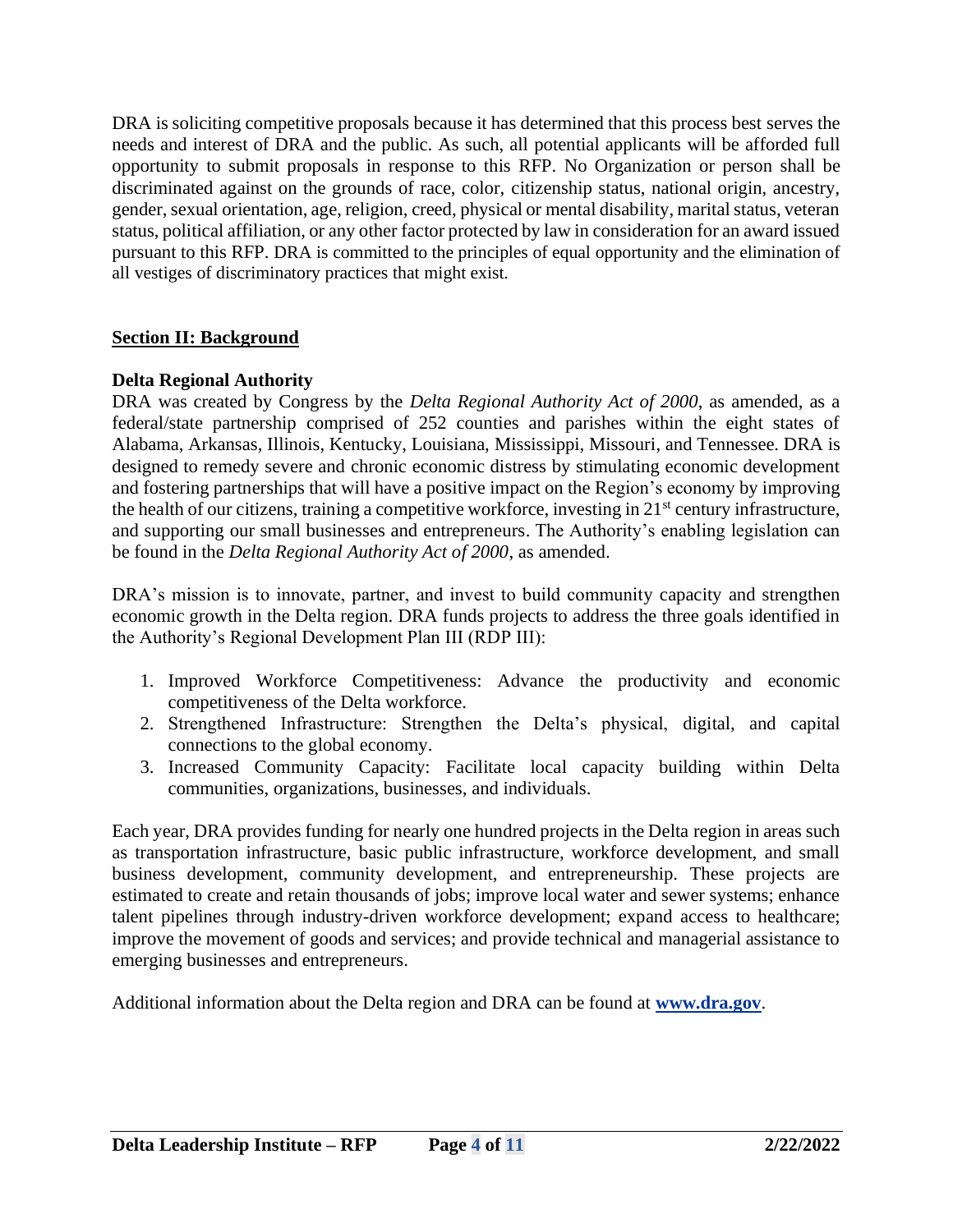DRA is soliciting competitive proposals because it has determined that this process best serves the needs and interest of DRA and the public. As such, all potential applicants will be afforded full opportunity to submit proposals in response to this RFP. No Organization or person shall be discriminated against on the grounds of race, color, citizenship status, national origin, ancestry, gender, sexual orientation, age, religion, creed, physical or mental disability, marital status, veteran status, political affiliation, or any other factor protected by law in consideration for an award issued pursuant to this RFP. DRA is committed to the principles of equal opportunity and the elimination of all vestiges of discriminatory practices that might exist.

## Section II: Background

### Delta Regional Authority

DRA was created by Congress by the *Delta Regional Authority Act of 2000*, as amended, as a federal/state partnership comprised of 252 counties and parishes within the eight states of Alabama, Arkansas, Illinois, Kentucky, Louisiana, Mississippi, Missouri, and Tennessee. DRA is designed to remedy severe and chronic economic distress by stimulating economic development and fostering partnerships that will have a positive impact on the Region's economy by improving the health of our citizens, training a competitive workforce, investing in 21st century infrastructure, and supporting our small businesses and entrepreneurs. The Authority's enabling legislation can be found in the *Delta Regional Authority Act of 2000*, as amended.

DRA's mission is to innovate, partner, and invest to build community capacity and strengthen economic growth in the Delta region. DRA funds projects to address the three goals identified in the Authority's Regional Development Plan III (RDP III):

1. Improved Workforce Competitiveness: Advance the productivity and economic competitiveness of the Delta workforce.
2. Strengthened Infrastructure: Strengthen the Delta's physical, digital, and capital connections to the global economy.
3. Increased Community Capacity: Facilitate local capacity building within Delta communities, organizations, businesses, and individuals.

Each year, DRA provides funding for nearly one hundred projects in the Delta region in areas such as transportation infrastructure, basic public infrastructure, workforce development, and small business development, community development, and entrepreneurship. These projects are estimated to create and retain thousands of jobs; improve local water and sewer systems; enhance talent pipelines through industry-driven workforce development; expand access to healthcare; improve the movement of goods and services; and provide technical and managerial assistance to emerging businesses and entrepreneurs.

Additional information about the Delta region and DRA can be found at **www.dra.gov**.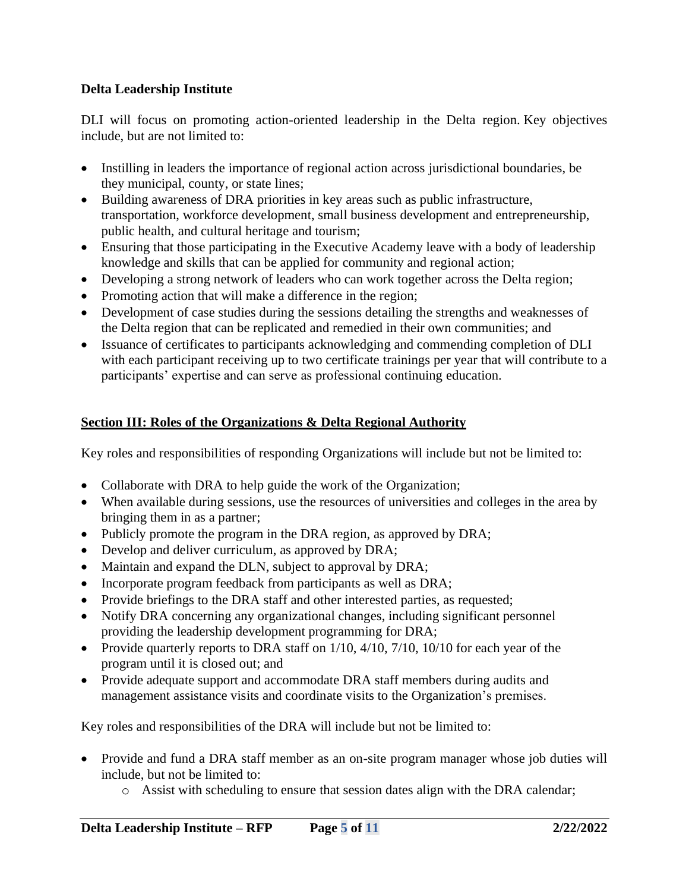**Delta Leadership Institute**

DLI will focus on promoting action-oriented leadership in the Delta region. Key objectives include, but are not limited to:

- Instilling in leaders the importance of regional action across jurisdictional boundaries, be they municipal, county, or state lines;
- Building awareness of DRA priorities in key areas such as public infrastructure, transportation, workforce development, small business development and entrepreneurship, public health, and cultural heritage and tourism;
- Ensuring that those participating in the Executive Academy leave with a body of leadership knowledge and skills that can be applied for community and regional action;
- Developing a strong network of leaders who can work together across the Delta region;
- Promoting action that will make a difference in the region;
- Development of case studies during the sessions detailing the strengths and weaknesses of the Delta region that can be replicated and remedied in their own communities; and
- Issuance of certificates to participants acknowledging and commending completion of DLI with each participant receiving up to two certificate trainings per year that will contribute to a participants' expertise and can serve as professional continuing education.

## Section III: Roles of the Organizations & Delta Regional Authority

Key roles and responsibilities of responding Organizations will include but not be limited to:

- Collaborate with DRA to help guide the work of the Organization;
- When available during sessions, use the resources of universities and colleges in the area by bringing them in as a partner;
- Publicly promote the program in the DRA region, as approved by DRA;
- Develop and deliver curriculum, as approved by DRA;
- Maintain and expand the DLN, subject to approval by DRA;
- Incorporate program feedback from participants as well as DRA;
- Provide briefings to the DRA staff and other interested parties, as requested;
- Notify DRA concerning any organizational changes, including significant personnel providing the leadership development programming for DRA;
- Provide quarterly reports to DRA staff on 1/10, 4/10, 7/10, 10/10 for each year of the program until it is closed out; and
- Provide adequate support and accommodate DRA staff members during audits and management assistance visits and coordinate visits to the Organization's premises.

Key roles and responsibilities of the DRA will include but not be limited to:

- Provide and fund a DRA staff member as an on-site program manager whose job duties will include, but not be limited to:
  - Assist with scheduling to ensure that session dates align with the DRA calendar;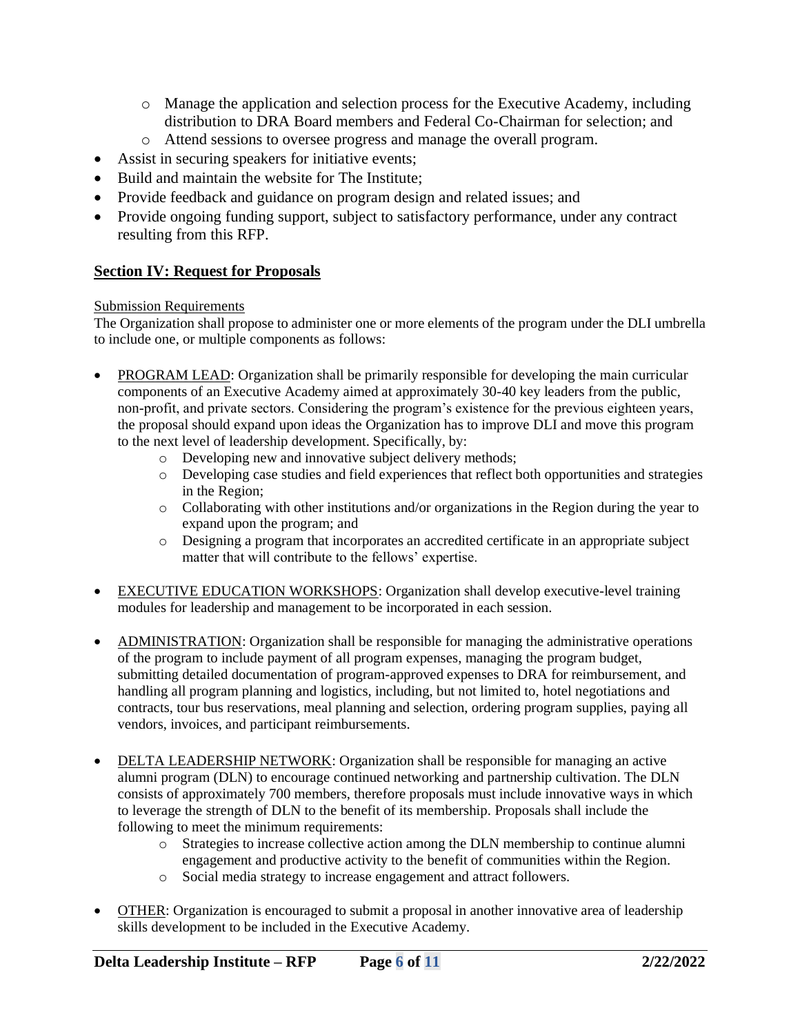- Manage the application and selection process for the Executive Academy, including distribution to DRA Board members and Federal Co-Chairman for selection; and
  - Attend sessions to oversee progress and manage the overall program.
- Assist in securing speakers for initiative events;
- Build and maintain the website for The Institute;
- Provide feedback and guidance on program design and related issues; and
- Provide ongoing funding support, subject to satisfactory performance, under any contract resulting from this RFP.

## Section IV: Request for Proposals

Submission Requirements

The Organization shall propose to administer one or more elements of the program under the DLI umbrella to include one, or multiple components as follows:

- PROGRAM LEAD: Organization shall be primarily responsible for developing the main curricular components of an Executive Academy aimed at approximately 30-40 key leaders from the public, non-profit, and private sectors. Considering the program's existence for the previous eighteen years, the proposal should expand upon ideas the Organization has to improve DLI and move this program to the next level of leadership development. Specifically, by:
  - Developing new and innovative subject delivery methods;
  - Developing case studies and field experiences that reflect both opportunities and strategies in the Region;
  - Collaborating with other institutions and/or organizations in the Region during the year to expand upon the program; and
  - Designing a program that incorporates an accredited certificate in an appropriate subject matter that will contribute to the fellows' expertise.

- EXECUTIVE EDUCATION WORKSHOPS: Organization shall develop executive-level training modules for leadership and management to be incorporated in each session.

- ADMINISTRATION: Organization shall be responsible for managing the administrative operations of the program to include payment of all program expenses, managing the program budget, submitting detailed documentation of program-approved expenses to DRA for reimbursement, and handling all program planning and logistics, including, but not limited to, hotel negotiations and contracts, tour bus reservations, meal planning and selection, ordering program supplies, paying all vendors, invoices, and participant reimbursements.

- DELTA LEADERSHIP NETWORK: Organization shall be responsible for managing an active alumni program (DLN) to encourage continued networking and partnership cultivation. The DLN consists of approximately 700 members, therefore proposals must include innovative ways in which to leverage the strength of DLN to the benefit of its membership. Proposals shall include the following to meet the minimum requirements:
  - Strategies to increase collective action among the DLN membership to continue alumni engagement and productive activity to the benefit of communities within the Region.
  - Social media strategy to increase engagement and attract followers.

- OTHER: Organization is encouraged to submit a proposal in another innovative area of leadership skills development to be included in the Executive Academy.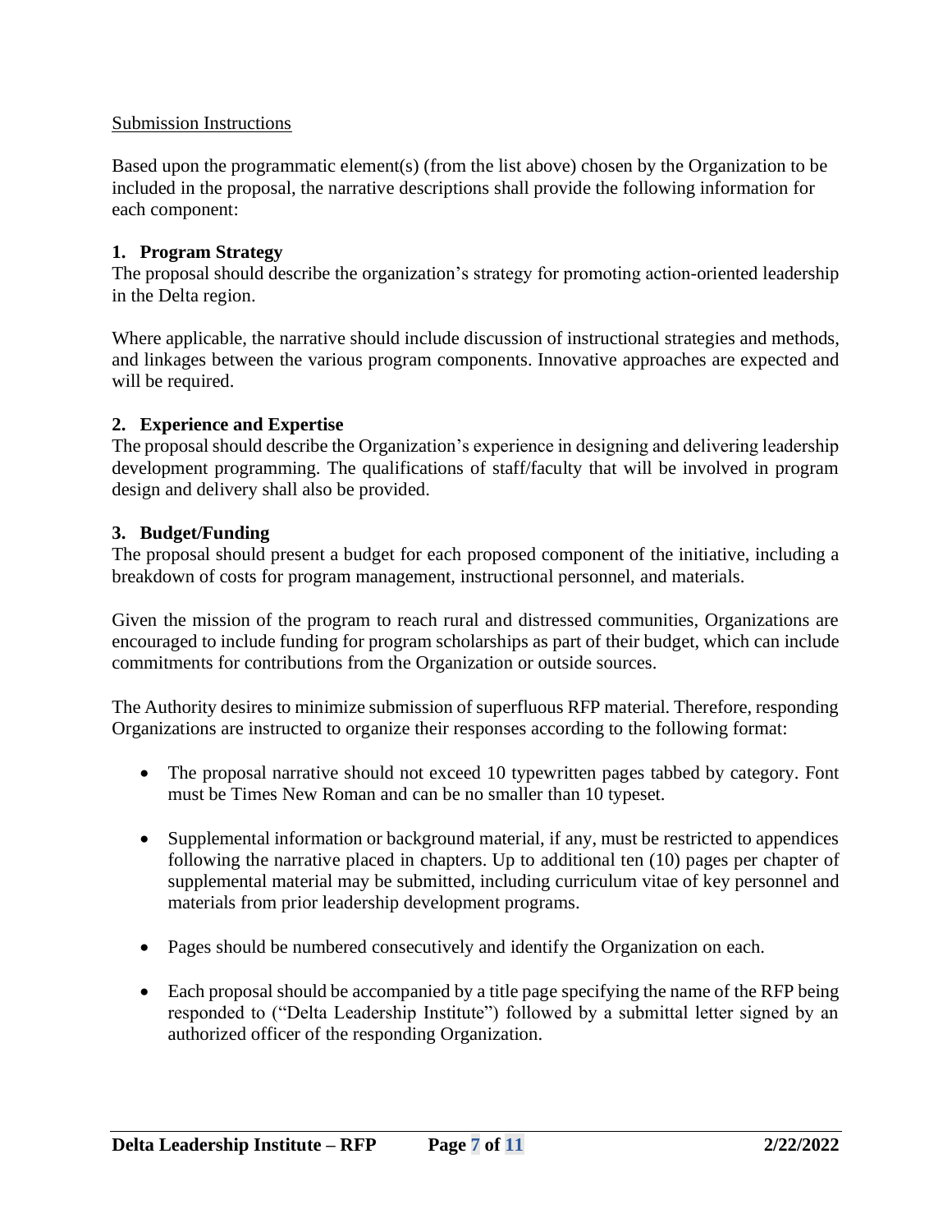Submission Instructions

Based upon the programmatic element(s) (from the list above) chosen by the Organization to be included in the proposal, the narrative descriptions shall provide the following information for each component:

**1. Program Strategy**

The proposal should describe the organization's strategy for promoting action-oriented leadership in the Delta region.

Where applicable, the narrative should include discussion of instructional strategies and methods, and linkages between the various program components. Innovative approaches are expected and will be required.

**2. Experience and Expertise**

The proposal should describe the Organization's experience in designing and delivering leadership development programming. The qualifications of staff/faculty that will be involved in program design and delivery shall also be provided.

**3. Budget/Funding**

The proposal should present a budget for each proposed component of the initiative, including a breakdown of costs for program management, instructional personnel, and materials.

Given the mission of the program to reach rural and distressed communities, Organizations are encouraged to include funding for program scholarships as part of their budget, which can include commitments for contributions from the Organization or outside sources.

The Authority desires to minimize submission of superfluous RFP material. Therefore, responding Organizations are instructed to organize their responses according to the following format:

- The proposal narrative should not exceed 10 typewritten pages tabbed by category. Font must be Times New Roman and can be no smaller than 10 typeset.
- Supplemental information or background material, if any, must be restricted to appendices following the narrative placed in chapters. Up to additional ten (10) pages per chapter of supplemental material may be submitted, including curriculum vitae of key personnel and materials from prior leadership development programs.
- Pages should be numbered consecutively and identify the Organization on each.
- Each proposal should be accompanied by a title page specifying the name of the RFP being responded to ("Delta Leadership Institute") followed by a submittal letter signed by an authorized officer of the responding Organization.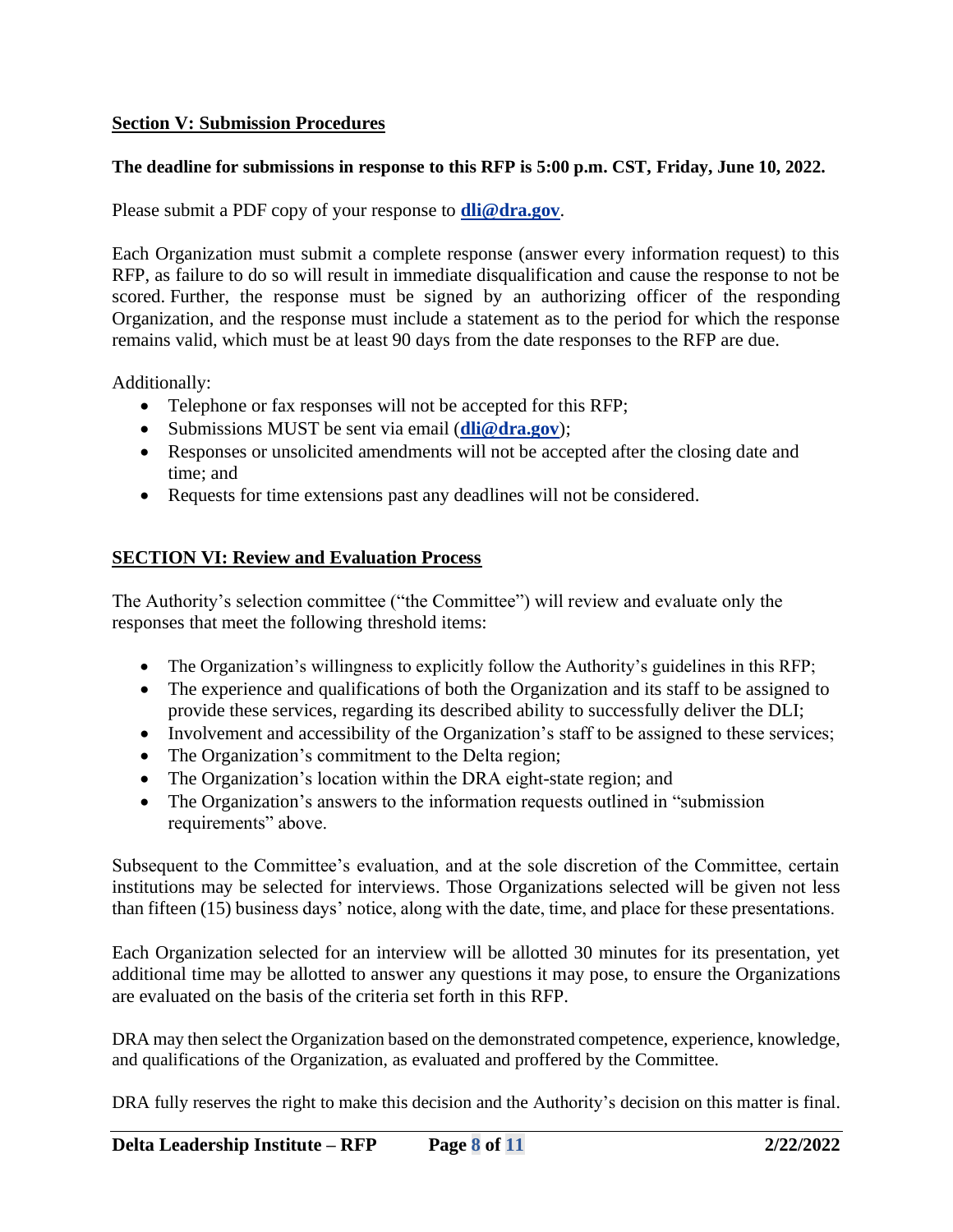## Section V: Submission Procedures

**The deadline for submissions in response to this RFP is 5:00 p.m. CST, Friday, June 10, 2022.**

Please submit a PDF copy of your response to **dli@dra.gov**.

Each Organization must submit a complete response (answer every information request) to this RFP, as failure to do so will result in immediate disqualification and cause the response to not be scored. Further, the response must be signed by an authorizing officer of the responding Organization, and the response must include a statement as to the period for which the response remains valid, which must be at least 90 days from the date responses to the RFP are due.

Additionally:

- Telephone or fax responses will not be accepted for this RFP;
- Submissions MUST be sent via email (**dli@dra.gov**);
- Responses or unsolicited amendments will not be accepted after the closing date and time; and
- Requests for time extensions past any deadlines will not be considered.

## SECTION VI: Review and Evaluation Process

The Authority's selection committee ("the Committee") will review and evaluate only the responses that meet the following threshold items:

- The Organization's willingness to explicitly follow the Authority's guidelines in this RFP;
- The experience and qualifications of both the Organization and its staff to be assigned to provide these services, regarding its described ability to successfully deliver the DLI;
- Involvement and accessibility of the Organization's staff to be assigned to these services;
- The Organization's commitment to the Delta region;
- The Organization's location within the DRA eight-state region; and
- The Organization's answers to the information requests outlined in "submission requirements" above.

Subsequent to the Committee's evaluation, and at the sole discretion of the Committee, certain institutions may be selected for interviews. Those Organizations selected will be given not less than fifteen (15) business days' notice, along with the date, time, and place for these presentations.

Each Organization selected for an interview will be allotted 30 minutes for its presentation, yet additional time may be allotted to answer any questions it may pose, to ensure the Organizations are evaluated on the basis of the criteria set forth in this RFP.

DRA may then select the Organization based on the demonstrated competence, experience, knowledge, and qualifications of the Organization, as evaluated and proffered by the Committee.

DRA fully reserves the right to make this decision and the Authority's decision on this matter is final.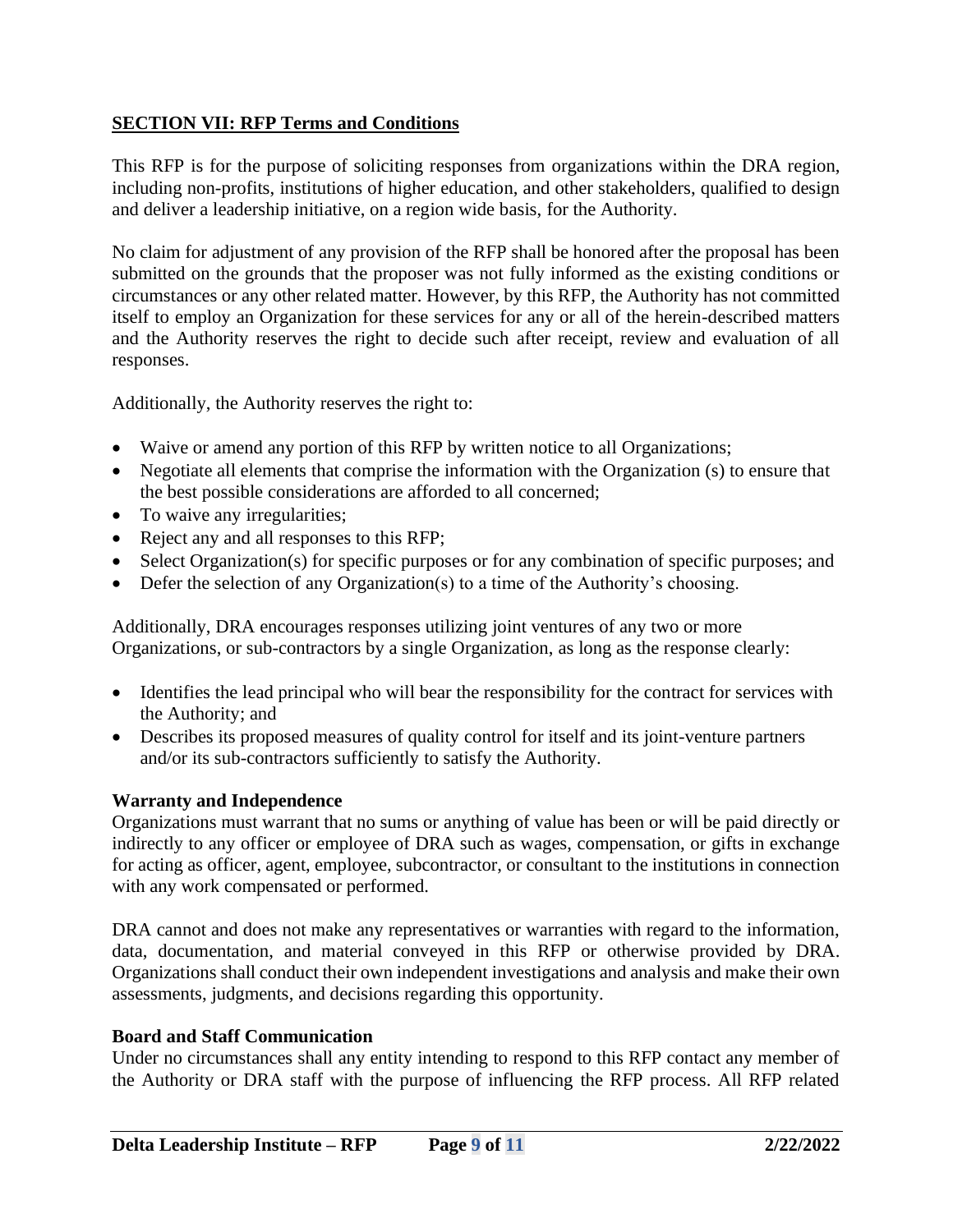## SECTION VII: RFP Terms and Conditions

This RFP is for the purpose of soliciting responses from organizations within the DRA region, including non-profits, institutions of higher education, and other stakeholders, qualified to design and deliver a leadership initiative, on a region wide basis, for the Authority.

No claim for adjustment of any provision of the RFP shall be honored after the proposal has been submitted on the grounds that the proposer was not fully informed as the existing conditions or circumstances or any other related matter. However, by this RFP, the Authority has not committed itself to employ an Organization for these services for any or all of the herein-described matters and the Authority reserves the right to decide such after receipt, review and evaluation of all responses.

Additionally, the Authority reserves the right to:

- Waive or amend any portion of this RFP by written notice to all Organizations;
- Negotiate all elements that comprise the information with the Organization (s) to ensure that the best possible considerations are afforded to all concerned;
- To waive any irregularities;
- Reject any and all responses to this RFP;
- Select Organization(s) for specific purposes or for any combination of specific purposes; and
- Defer the selection of any Organization(s) to a time of the Authority's choosing.

Additionally, DRA encourages responses utilizing joint ventures of any two or more Organizations, or sub-contractors by a single Organization, as long as the response clearly:

- Identifies the lead principal who will bear the responsibility for the contract for services with the Authority; and
- Describes its proposed measures of quality control for itself and its joint-venture partners and/or its sub-contractors sufficiently to satisfy the Authority.

**Warranty and Independence**

Organizations must warrant that no sums or anything of value has been or will be paid directly or indirectly to any officer or employee of DRA such as wages, compensation, or gifts in exchange for acting as officer, agent, employee, subcontractor, or consultant to the institutions in connection with any work compensated or performed.

DRA cannot and does not make any representatives or warranties with regard to the information, data, documentation, and material conveyed in this RFP or otherwise provided by DRA. Organizations shall conduct their own independent investigations and analysis and make their own assessments, judgments, and decisions regarding this opportunity.

**Board and Staff Communication**

Under no circumstances shall any entity intending to respond to this RFP contact any member of the Authority or DRA staff with the purpose of influencing the RFP process. All RFP related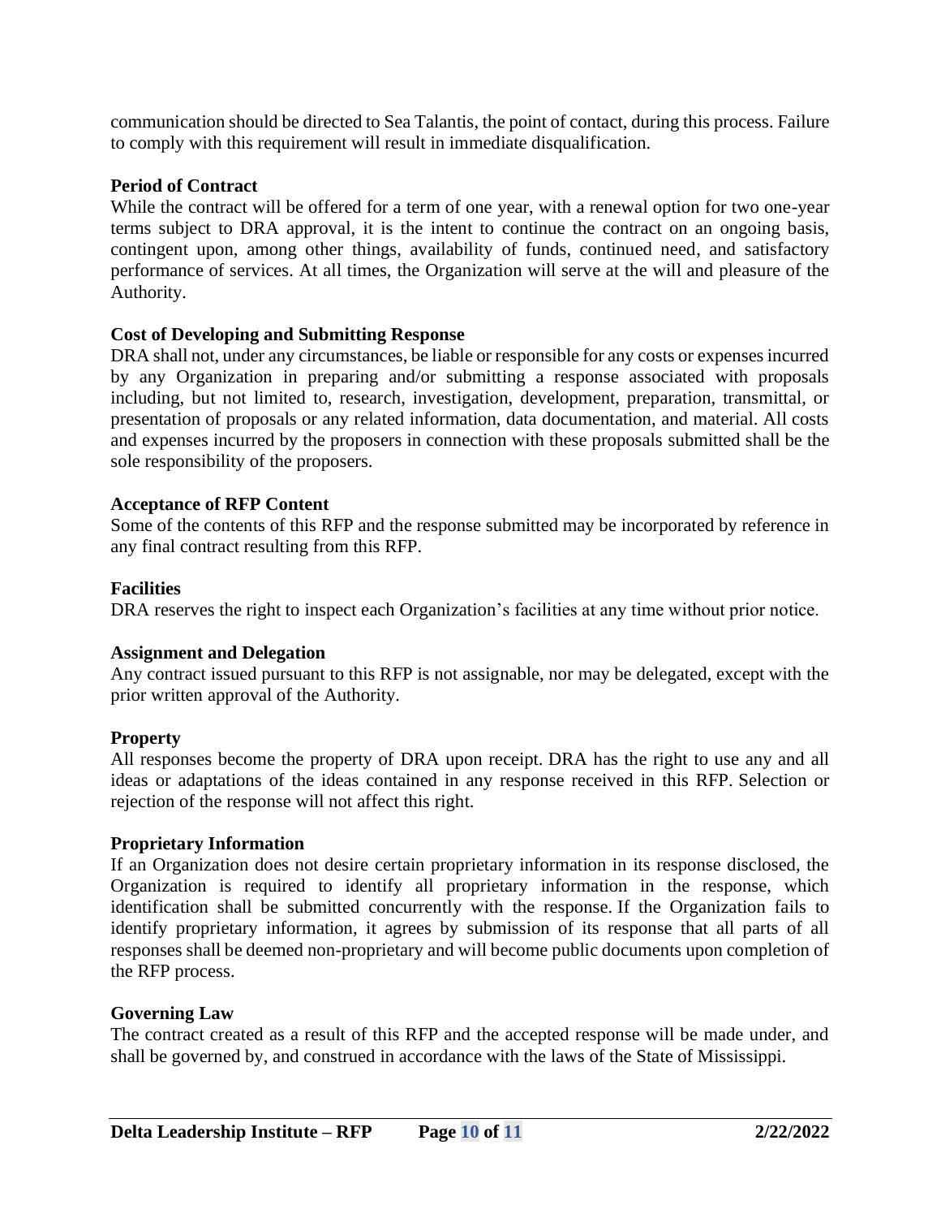communication should be directed to Sea Talantis, the point of contact, during this process. Failure to comply with this requirement will result in immediate disqualification.

**Period of Contract**
While the contract will be offered for a term of one year, with a renewal option for two one-year terms subject to DRA approval, it is the intent to continue the contract on an ongoing basis, contingent upon, among other things, availability of funds, continued need, and satisfactory performance of services. At all times, the Organization will serve at the will and pleasure of the Authority.

**Cost of Developing and Submitting Response**
DRA shall not, under any circumstances, be liable or responsible for any costs or expenses incurred by any Organization in preparing and/or submitting a response associated with proposals including, but not limited to, research, investigation, development, preparation, transmittal, or presentation of proposals or any related information, data documentation, and material. All costs and expenses incurred by the proposers in connection with these proposals submitted shall be the sole responsibility of the proposers.

**Acceptance of RFP Content**
Some of the contents of this RFP and the response submitted may be incorporated by reference in any final contract resulting from this RFP.

**Facilities**
DRA reserves the right to inspect each Organization's facilities at any time without prior notice.

**Assignment and Delegation**
Any contract issued pursuant to this RFP is not assignable, nor may be delegated, except with the prior written approval of the Authority.

**Property**
All responses become the property of DRA upon receipt. DRA has the right to use any and all ideas or adaptations of the ideas contained in any response received in this RFP. Selection or rejection of the response will not affect this right.

**Proprietary Information**
If an Organization does not desire certain proprietary information in its response disclosed, the Organization is required to identify all proprietary information in the response, which identification shall be submitted concurrently with the response. If the Organization fails to identify proprietary information, it agrees by submission of its response that all parts of all responses shall be deemed non-proprietary and will become public documents upon completion of the RFP process.

**Governing Law**
The contract created as a result of this RFP and the accepted response will be made under, and shall be governed by, and construed in accordance with the laws of the State of Mississippi.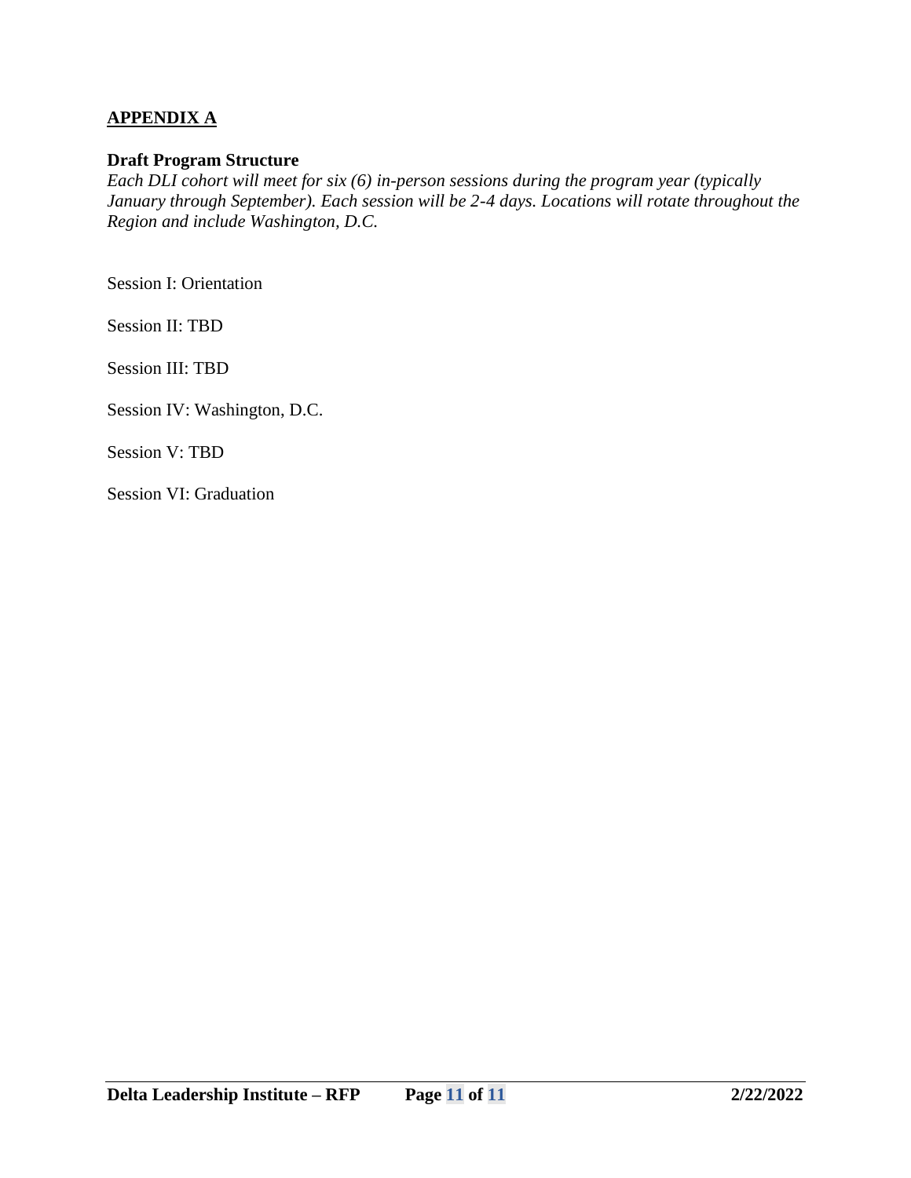## APPENDIX A

### Draft Program Structure

*Each DLI cohort will meet for six (6) in-person sessions during the program year (typically January through September). Each session will be 2-4 days. Locations will rotate throughout the Region and include Washington, D.C.*

Session I: Orientation

Session II: TBD

Session III: TBD

Session IV: Washington, D.C.

Session V: TBD

Session VI: Graduation